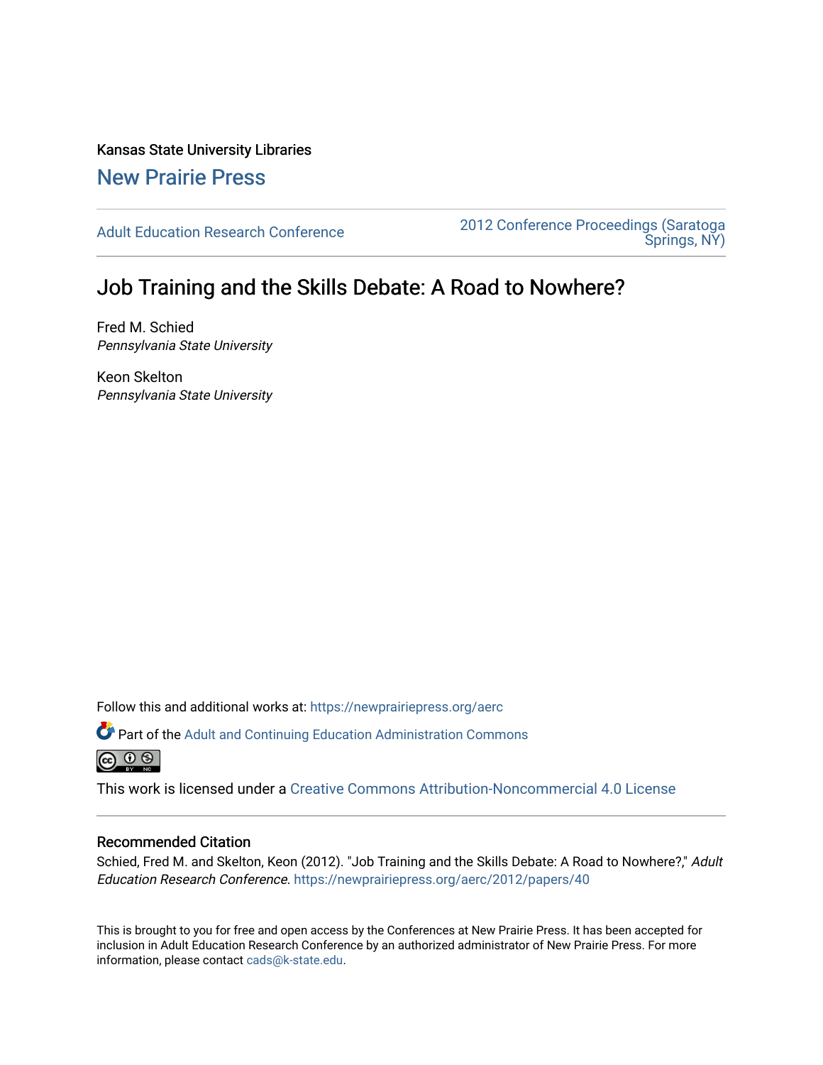Kansas State University Libraries

# New Prairie Press

Adult Education Research Conference

2012 Conference Proceedings (Saratoga Springs, NY)

## Job Training and the Skills Debate: A Road to Nowhere?

Fred M. Schied
*Pennsylvania State University*

Keon Skelton
*Pennsylvania State University*

Follow this and additional works at: https://newprairiepress.org/aerc

Part of the Adult and Continuing Education Administration Commons

This work is licensed under a Creative Commons Attribution-Noncommercial 4.0 License

### Recommended Citation

Schied, Fred M. and Skelton, Keon (2012). "Job Training and the Skills Debate: A Road to Nowhere?," *Adult Education Research Conference*. https://newprairiepress.org/aerc/2012/papers/40

This is brought to you for free and open access by the Conferences at New Prairie Press. It has been accepted for inclusion in Adult Education Research Conference by an authorized administrator of New Prairie Press. For more information, please contact cads@k-state.edu.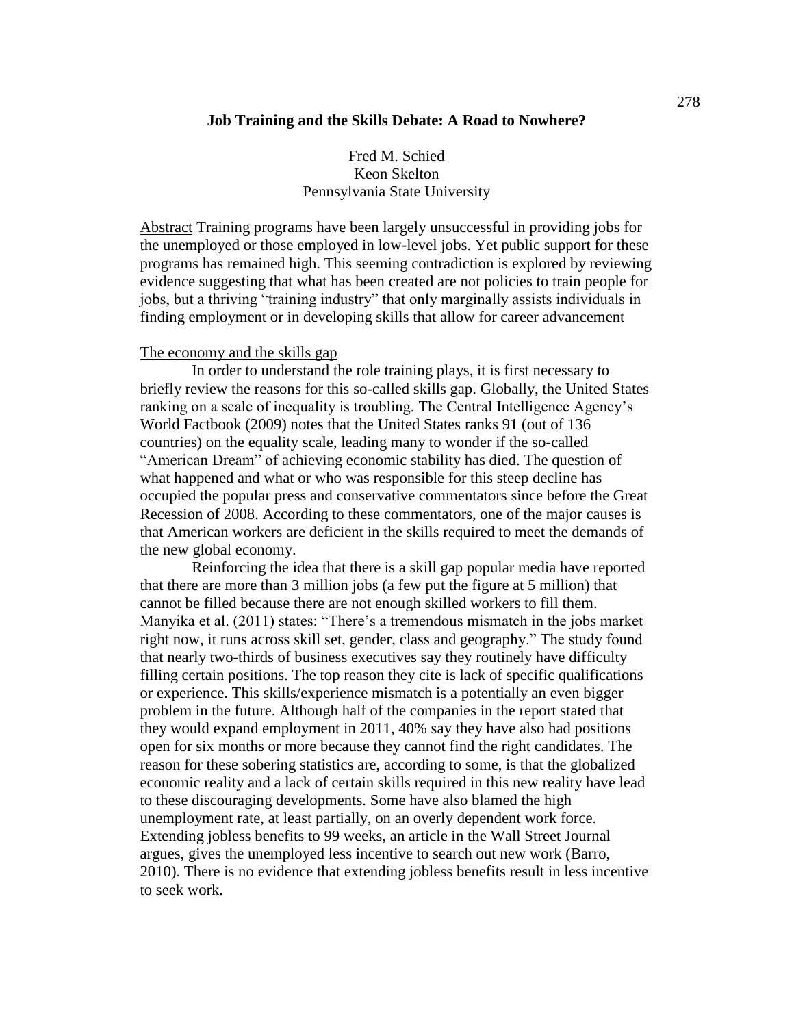## Job Training and the Skills Debate: A Road to Nowhere?

Fred M. Schied
Keon Skelton
Pennsylvania State University

Abstract Training programs have been largely unsuccessful in providing jobs for the unemployed or those employed in low-level jobs. Yet public support for these programs has remained high. This seeming contradiction is explored by reviewing evidence suggesting that what has been created are not policies to train people for jobs, but a thriving "training industry" that only marginally assists individuals in finding employment or in developing skills that allow for career advancement

### The economy and the skills gap

In order to understand the role training plays, it is first necessary to briefly review the reasons for this so-called skills gap. Globally, the United States ranking on a scale of inequality is troubling. The Central Intelligence Agency's World Factbook (2009) notes that the United States ranks 91 (out of 136 countries) on the equality scale, leading many to wonder if the so-called "American Dream" of achieving economic stability has died. The question of what happened and what or who was responsible for this steep decline has occupied the popular press and conservative commentators since before the Great Recession of 2008. According to these commentators, one of the major causes is that American workers are deficient in the skills required to meet the demands of the new global economy.

Reinforcing the idea that there is a skill gap popular media have reported that there are more than 3 million jobs (a few put the figure at 5 million) that cannot be filled because there are not enough skilled workers to fill them. Manyika et al. (2011) states: "There's a tremendous mismatch in the jobs market right now, it runs across skill set, gender, class and geography." The study found that nearly two-thirds of business executives say they routinely have difficulty filling certain positions. The top reason they cite is lack of specific qualifications or experience. This skills/experience mismatch is a potentially an even bigger problem in the future. Although half of the companies in the report stated that they would expand employment in 2011, 40% say they have also had positions open for six months or more because they cannot find the right candidates. The reason for these sobering statistics are, according to some, is that the globalized economic reality and a lack of certain skills required in this new reality have lead to these discouraging developments. Some have also blamed the high unemployment rate, at least partially, on an overly dependent work force. Extending jobless benefits to 99 weeks, an article in the Wall Street Journal argues, gives the unemployed less incentive to search out new work (Barro, 2010). There is no evidence that extending jobless benefits result in less incentive to seek work.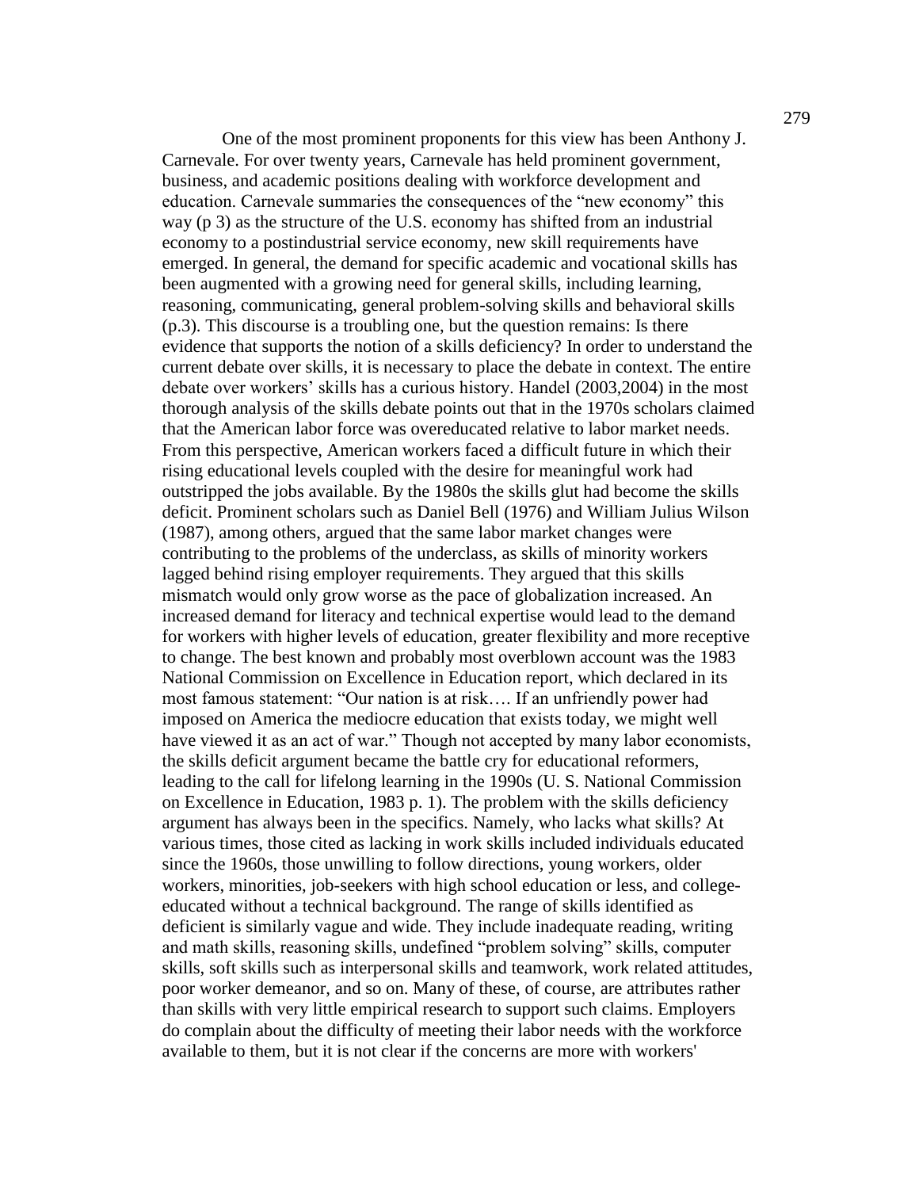One of the most prominent proponents for this view has been Anthony J. Carnevale. For over twenty years, Carnevale has held prominent government, business, and academic positions dealing with workforce development and education. Carnevale summaries the consequences of the "new economy" this way (p 3) as the structure of the U.S. economy has shifted from an industrial economy to a postindustrial service economy, new skill requirements have emerged. In general, the demand for specific academic and vocational skills has been augmented with a growing need for general skills, including learning, reasoning, communicating, general problem-solving skills and behavioral skills (p.3). This discourse is a troubling one, but the question remains: Is there evidence that supports the notion of a skills deficiency? In order to understand the current debate over skills, it is necessary to place the debate in context. The entire debate over workers' skills has a curious history. Handel (2003,2004) in the most thorough analysis of the skills debate points out that in the 1970s scholars claimed that the American labor force was overeducated relative to labor market needs. From this perspective, American workers faced a difficult future in which their rising educational levels coupled with the desire for meaningful work had outstripped the jobs available. By the 1980s the skills glut had become the skills deficit. Prominent scholars such as Daniel Bell (1976) and William Julius Wilson (1987), among others, argued that the same labor market changes were contributing to the problems of the underclass, as skills of minority workers lagged behind rising employer requirements. They argued that this skills mismatch would only grow worse as the pace of globalization increased. An increased demand for literacy and technical expertise would lead to the demand for workers with higher levels of education, greater flexibility and more receptive to change. The best known and probably most overblown account was the 1983 National Commission on Excellence in Education report, which declared in its most famous statement: "Our nation is at risk…. If an unfriendly power had imposed on America the mediocre education that exists today, we might well have viewed it as an act of war." Though not accepted by many labor economists, the skills deficit argument became the battle cry for educational reformers, leading to the call for lifelong learning in the 1990s (U. S. National Commission on Excellence in Education, 1983 p. 1). The problem with the skills deficiency argument has always been in the specifics. Namely, who lacks what skills? At various times, those cited as lacking in work skills included individuals educated since the 1960s, those unwilling to follow directions, young workers, older workers, minorities, job-seekers with high school education or less, and college-educated without a technical background. The range of skills identified as deficient is similarly vague and wide. They include inadequate reading, writing and math skills, reasoning skills, undefined "problem solving" skills, computer skills, soft skills such as interpersonal skills and teamwork, work related attitudes, poor worker demeanor, and so on. Many of these, of course, are attributes rather than skills with very little empirical research to support such claims. Employers do complain about the difficulty of meeting their labor needs with the workforce available to them, but it is not clear if the concerns are more with workers'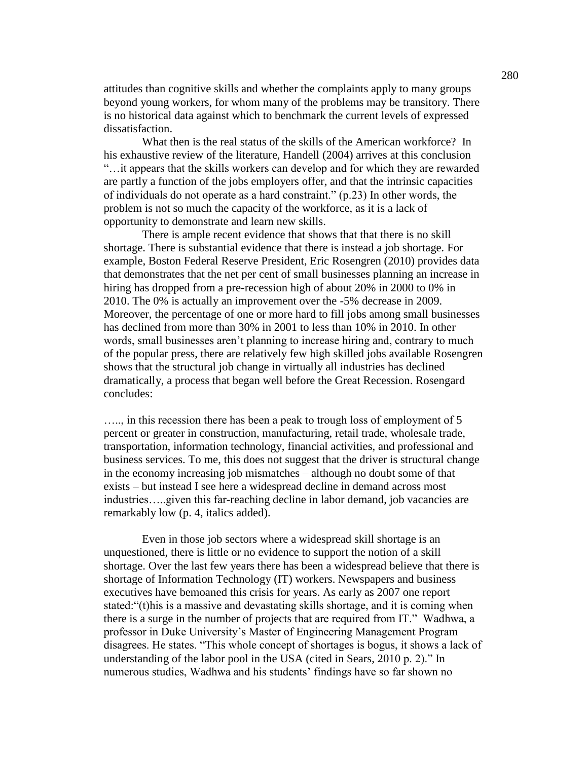attitudes than cognitive skills and whether the complaints apply to many groups beyond young workers, for whom many of the problems may be transitory. There is no historical data against which to benchmark the current levels of expressed dissatisfaction.

What then is the real status of the skills of the American workforce? In his exhaustive review of the literature, Handell (2004) arrives at this conclusion "…it appears that the skills workers can develop and for which they are rewarded are partly a function of the jobs employers offer, and that the intrinsic capacities of individuals do not operate as a hard constraint." (p.23) In other words, the problem is not so much the capacity of the workforce, as it is a lack of opportunity to demonstrate and learn new skills.

There is ample recent evidence that shows that that there is no skill shortage. There is substantial evidence that there is instead a job shortage. For example, Boston Federal Reserve President, Eric Rosengren (2010) provides data that demonstrates that the net per cent of small businesses planning an increase in hiring has dropped from a pre-recession high of about 20% in 2000 to 0% in 2010. The 0% is actually an improvement over the -5% decrease in 2009. Moreover, the percentage of one or more hard to fill jobs among small businesses has declined from more than 30% in 2001 to less than 10% in 2010. In other words, small businesses aren't planning to increase hiring and, contrary to much of the popular press, there are relatively few high skilled jobs available Rosengren shows that the structural job change in virtually all industries has declined dramatically, a process that began well before the Great Recession. Rosengard concludes:

….., in this recession there has been a peak to trough loss of employment of 5 percent or greater in construction, manufacturing, retail trade, wholesale trade, transportation, information technology, financial activities, and professional and business services. To me, this does not suggest that the driver is structural change in the economy increasing job mismatches – although no doubt some of that exists – but instead I see here a widespread decline in demand across most industries…..given this far-reaching decline in labor demand, job vacancies are remarkably low (p. 4, italics added).

Even in those job sectors where a widespread skill shortage is an unquestioned, there is little or no evidence to support the notion of a skill shortage. Over the last few years there has been a widespread believe that there is shortage of Information Technology (IT) workers. Newspapers and business executives have bemoaned this crisis for years. As early as 2007 one report stated:"(t)his is a massive and devastating skills shortage, and it is coming when there is a surge in the number of projects that are required from IT." Wadhwa, a professor in Duke University's Master of Engineering Management Program disagrees. He states. "This whole concept of shortages is bogus, it shows a lack of understanding of the labor pool in the USA (cited in Sears, 2010 p. 2)." In numerous studies, Wadhwa and his students' findings have so far shown no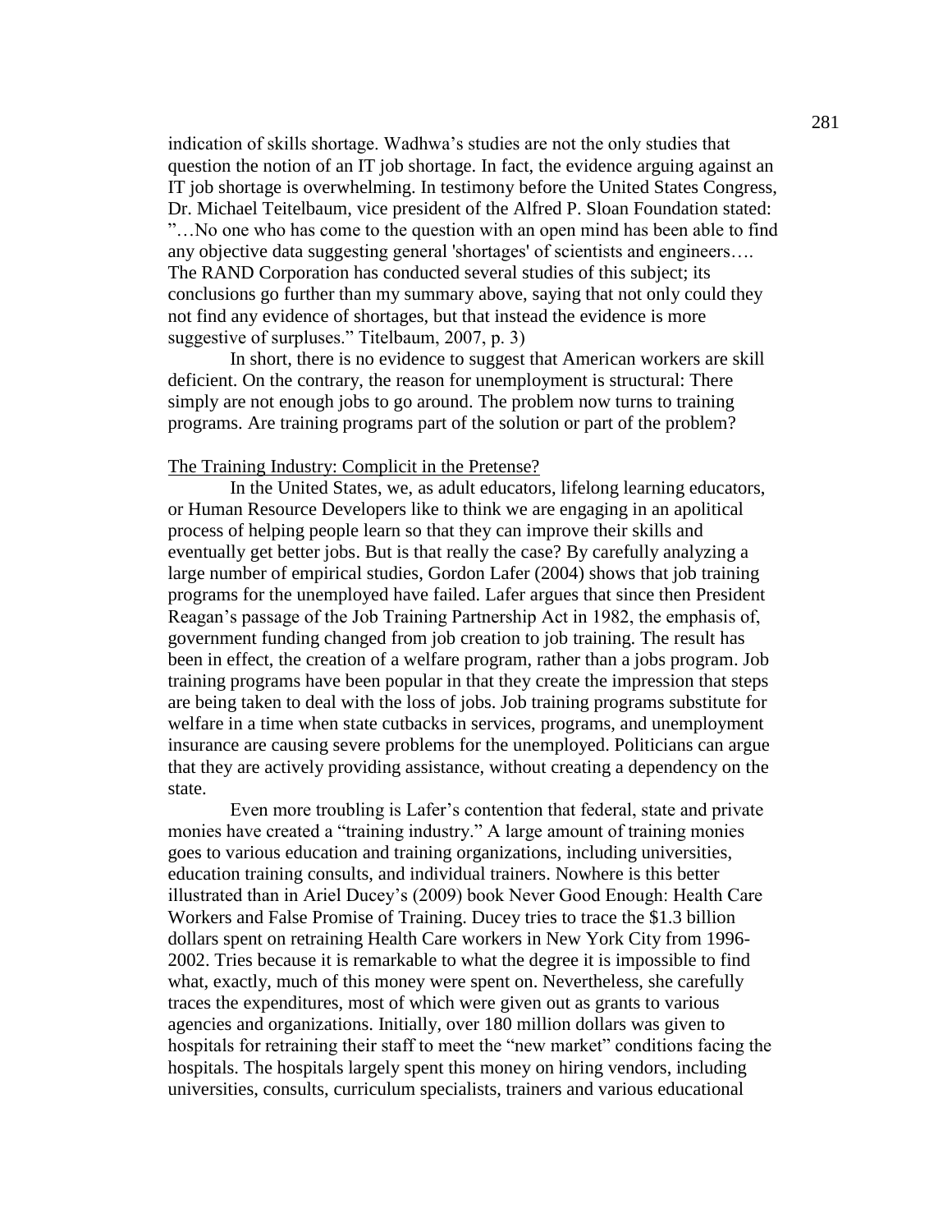indication of skills shortage. Wadhwa's studies are not the only studies that question the notion of an IT job shortage. In fact, the evidence arguing against an IT job shortage is overwhelming. In testimony before the United States Congress, Dr. Michael Teitelbaum, vice president of the Alfred P. Sloan Foundation stated: "…No one who has come to the question with an open mind has been able to find any objective data suggesting general 'shortages' of scientists and engineers…. The RAND Corporation has conducted several studies of this subject; its conclusions go further than my summary above, saying that not only could they not find any evidence of shortages, but that instead the evidence is more suggestive of surpluses." Titelbaum, 2007, p. 3)

In short, there is no evidence to suggest that American workers are skill deficient. On the contrary, the reason for unemployment is structural: There simply are not enough jobs to go around. The problem now turns to training programs. Are training programs part of the solution or part of the problem?

## The Training Industry: Complicit in the Pretense?

In the United States, we, as adult educators, lifelong learning educators, or Human Resource Developers like to think we are engaging in an apolitical process of helping people learn so that they can improve their skills and eventually get better jobs. But is that really the case? By carefully analyzing a large number of empirical studies, Gordon Lafer (2004) shows that job training programs for the unemployed have failed. Lafer argues that since then President Reagan's passage of the Job Training Partnership Act in 1982, the emphasis of, government funding changed from job creation to job training. The result has been in effect, the creation of a welfare program, rather than a jobs program. Job training programs have been popular in that they create the impression that steps are being taken to deal with the loss of jobs. Job training programs substitute for welfare in a time when state cutbacks in services, programs, and unemployment insurance are causing severe problems for the unemployed. Politicians can argue that they are actively providing assistance, without creating a dependency on the state.

Even more troubling is Lafer's contention that federal, state and private monies have created a "training industry." A large amount of training monies goes to various education and training organizations, including universities, education training consults, and individual trainers. Nowhere is this better illustrated than in Ariel Ducey's (2009) book Never Good Enough: Health Care Workers and False Promise of Training. Ducey tries to trace the $1.3 billion dollars spent on retraining Health Care workers in New York City from 1996-2002. Tries because it is remarkable to what the degree it is impossible to find what, exactly, much of this money were spent on. Nevertheless, she carefully traces the expenditures, most of which were given out as grants to various agencies and organizations. Initially, over 180 million dollars was given to hospitals for retraining their staff to meet the "new market" conditions facing the hospitals. The hospitals largely spent this money on hiring vendors, including universities, consults, curriculum specialists, trainers and various educational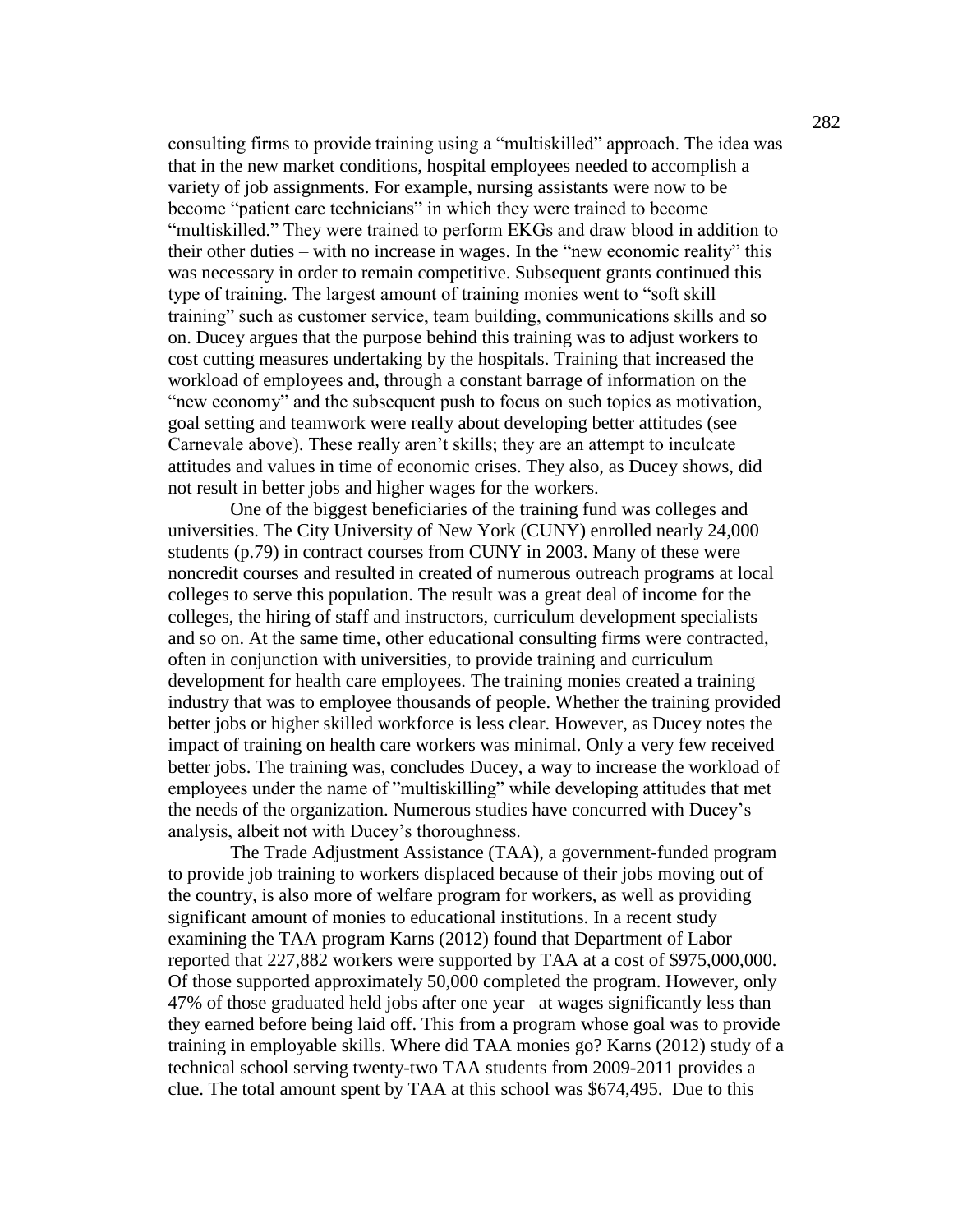consulting firms to provide training using a "multiskilled" approach. The idea was that in the new market conditions, hospital employees needed to accomplish a variety of job assignments. For example, nursing assistants were now to be become "patient care technicians" in which they were trained to become "multiskilled." They were trained to perform EKGs and draw blood in addition to their other duties – with no increase in wages. In the "new economic reality" this was necessary in order to remain competitive. Subsequent grants continued this type of training. The largest amount of training monies went to "soft skill training" such as customer service, team building, communications skills and so on. Ducey argues that the purpose behind this training was to adjust workers to cost cutting measures undertaking by the hospitals. Training that increased the workload of employees and, through a constant barrage of information on the "new economy" and the subsequent push to focus on such topics as motivation, goal setting and teamwork were really about developing better attitudes (see Carnevale above). These really aren't skills; they are an attempt to inculcate attitudes and values in time of economic crises. They also, as Ducey shows, did not result in better jobs and higher wages for the workers.

One of the biggest beneficiaries of the training fund was colleges and universities. The City University of New York (CUNY) enrolled nearly 24,000 students (p.79) in contract courses from CUNY in 2003. Many of these were noncredit courses and resulted in created of numerous outreach programs at local colleges to serve this population. The result was a great deal of income for the colleges, the hiring of staff and instructors, curriculum development specialists and so on. At the same time, other educational consulting firms were contracted, often in conjunction with universities, to provide training and curriculum development for health care employees. The training monies created a training industry that was to employee thousands of people. Whether the training provided better jobs or higher skilled workforce is less clear. However, as Ducey notes the impact of training on health care workers was minimal. Only a very few received better jobs. The training was, concludes Ducey, a way to increase the workload of employees under the name of "multiskilling" while developing attitudes that met the needs of the organization. Numerous studies have concurred with Ducey's analysis, albeit not with Ducey's thoroughness.

The Trade Adjustment Assistance (TAA), a government-funded program to provide job training to workers displaced because of their jobs moving out of the country, is also more of welfare program for workers, as well as providing significant amount of monies to educational institutions. In a recent study examining the TAA program Karns (2012) found that Department of Labor reported that 227,882 workers were supported by TAA at a cost of $975,000,000. Of those supported approximately 50,000 completed the program. However, only 47% of those graduated held jobs after one year –at wages significantly less than they earned before being laid off. This from a program whose goal was to provide training in employable skills. Where did TAA monies go? Karns (2012) study of a technical school serving twenty-two TAA students from 2009-2011 provides a clue. The total amount spent by TAA at this school was $674,495. Due to this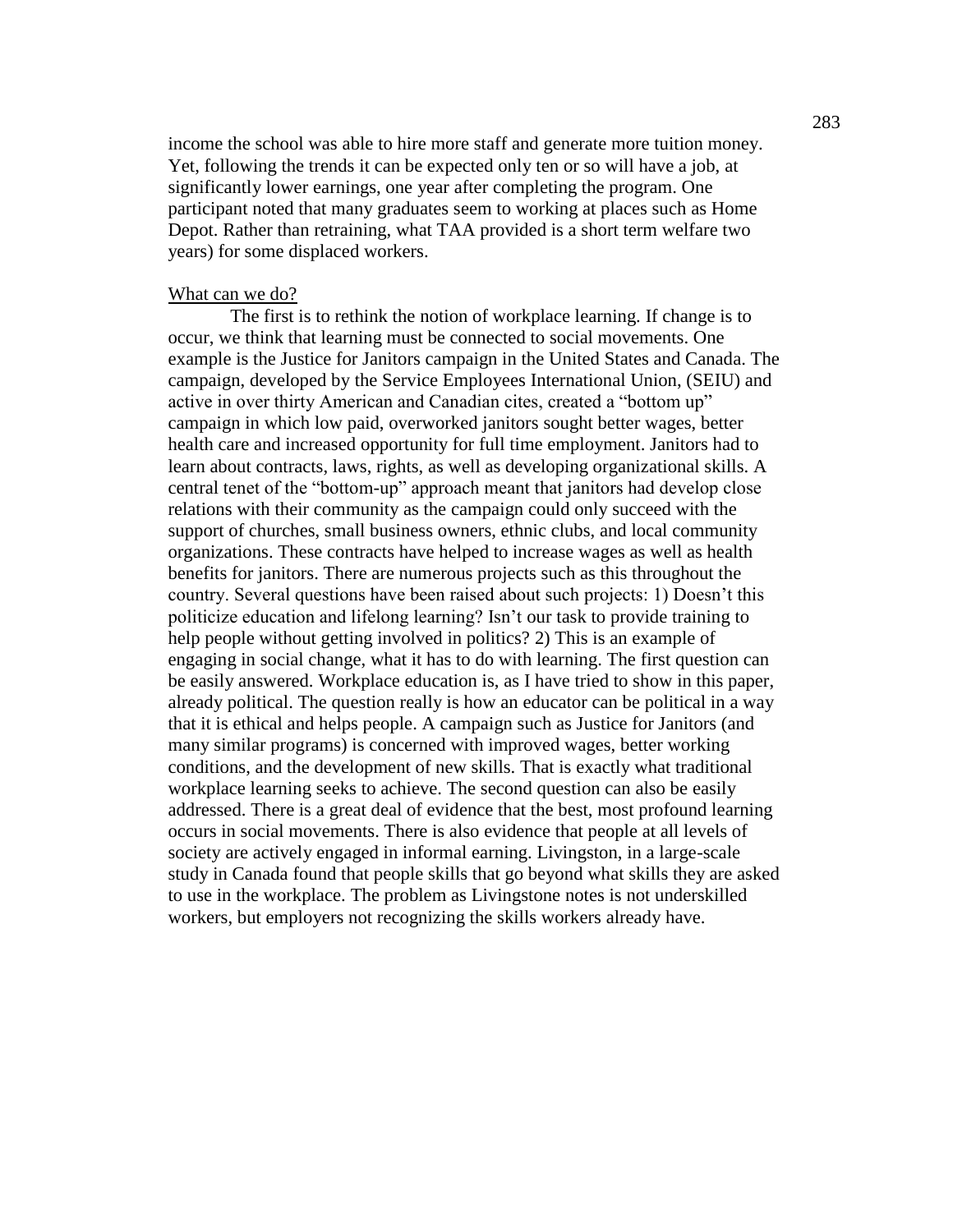income the school was able to hire more staff and generate more tuition money. Yet, following the trends it can be expected only ten or so will have a job, at significantly lower earnings, one year after completing the program. One participant noted that many graduates seem to working at places such as Home Depot. Rather than retraining, what TAA provided is a short term welfare two years) for some displaced workers.

<u>What can we do?</u>

The first is to rethink the notion of workplace learning. If change is to occur, we think that learning must be connected to social movements. One example is the Justice for Janitors campaign in the United States and Canada. The campaign, developed by the Service Employees International Union, (SEIU) and active in over thirty American and Canadian cites, created a "bottom up" campaign in which low paid, overworked janitors sought better wages, better health care and increased opportunity for full time employment. Janitors had to learn about contracts, laws, rights, as well as developing organizational skills. A central tenet of the "bottom-up" approach meant that janitors had develop close relations with their community as the campaign could only succeed with the support of churches, small business owners, ethnic clubs, and local community organizations. These contracts have helped to increase wages as well as health benefits for janitors. There are numerous projects such as this throughout the country. Several questions have been raised about such projects: 1) Doesn't this politicize education and lifelong learning? Isn't our task to provide training to help people without getting involved in politics? 2) This is an example of engaging in social change, what it has to do with learning. The first question can be easily answered. Workplace education is, as I have tried to show in this paper, already political. The question really is how an educator can be political in a way that it is ethical and helps people. A campaign such as Justice for Janitors (and many similar programs) is concerned with improved wages, better working conditions, and the development of new skills. That is exactly what traditional workplace learning seeks to achieve. The second question can also be easily addressed. There is a great deal of evidence that the best, most profound learning occurs in social movements. There is also evidence that people at all levels of society are actively engaged in informal earning. Livingston, in a large-scale study in Canada found that people skills that go beyond what skills they are asked to use in the workplace. The problem as Livingstone notes is not underskilled workers, but employers not recognizing the skills workers already have.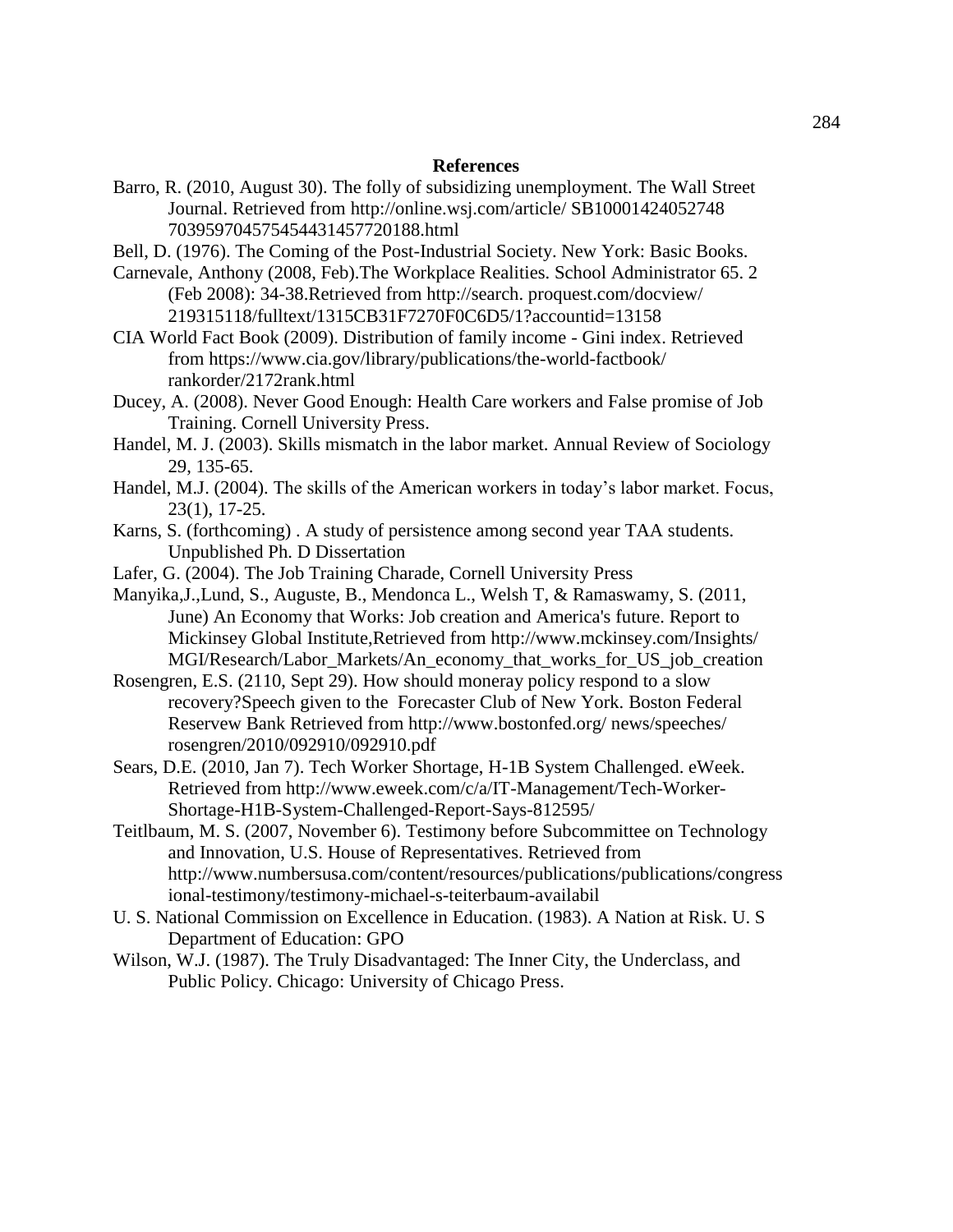## References

Barro, R. (2010, August 30). The folly of subsidizing unemployment. The Wall Street Journal. Retrieved from http://online.wsj.com/article/ SB10001424052748 703959704575454431457720188.html

Bell, D. (1976). The Coming of the Post-Industrial Society. New York: Basic Books.

Carnevale, Anthony (2008, Feb).The Workplace Realities. School Administrator 65. 2 (Feb 2008): 34-38.Retrieved from http://search. proquest.com/docview/ 219315118/fulltext/1315CB31F7270F0C6D5/1?accountid=13158

CIA World Fact Book (2009). Distribution of family income - Gini index. Retrieved from https://www.cia.gov/library/publications/the-world-factbook/ rankorder/2172rank.html

Ducey, A. (2008). Never Good Enough: Health Care workers and False promise of Job Training. Cornell University Press.

Handel, M. J. (2003). Skills mismatch in the labor market. Annual Review of Sociology 29, 135-65.

Handel, M.J. (2004). The skills of the American workers in today's labor market. Focus, 23(1), 17-25.

Karns, S. (forthcoming) . A study of persistence among second year TAA students. Unpublished Ph. D Dissertation

Lafer, G. (2004). The Job Training Charade, Cornell University Press

Manyika,J.,Lund, S., Auguste, B., Mendonca L., Welsh T, & Ramaswamy, S. (2011, June) An Economy that Works: Job creation and America's future. Report to Mickinsey Global Institute,Retrieved from http://www.mckinsey.com/Insights/ MGI/Research/Labor_Markets/An_economy_that_works_for_US_job_creation

Rosengren, E.S. (2110, Sept 29). How should moneray policy respond to a slow recovery?Speech given to the Forecaster Club of New York. Boston Federal Reservew Bank Retrieved from http://www.bostonfed.org/ news/speeches/ rosengren/2010/092910/092910.pdf

Sears, D.E. (2010, Jan 7). Tech Worker Shortage, H-1B System Challenged. eWeek. Retrieved from http://www.eweek.com/c/a/IT-Management/Tech-Worker-Shortage-H1B-System-Challenged-Report-Says-812595/

Teitlbaum, M. S. (2007, November 6). Testimony before Subcommittee on Technology and Innovation, U.S. House of Representatives. Retrieved from http://www.numbersusa.com/content/resources/publications/publications/congressional-testimony/testimony-michael-s-teiterbaum-availabil

U. S. National Commission on Excellence in Education. (1983). A Nation at Risk. U. S Department of Education: GPO

Wilson, W.J. (1987). The Truly Disadvantaged: The Inner City, the Underclass, and Public Policy. Chicago: University of Chicago Press.